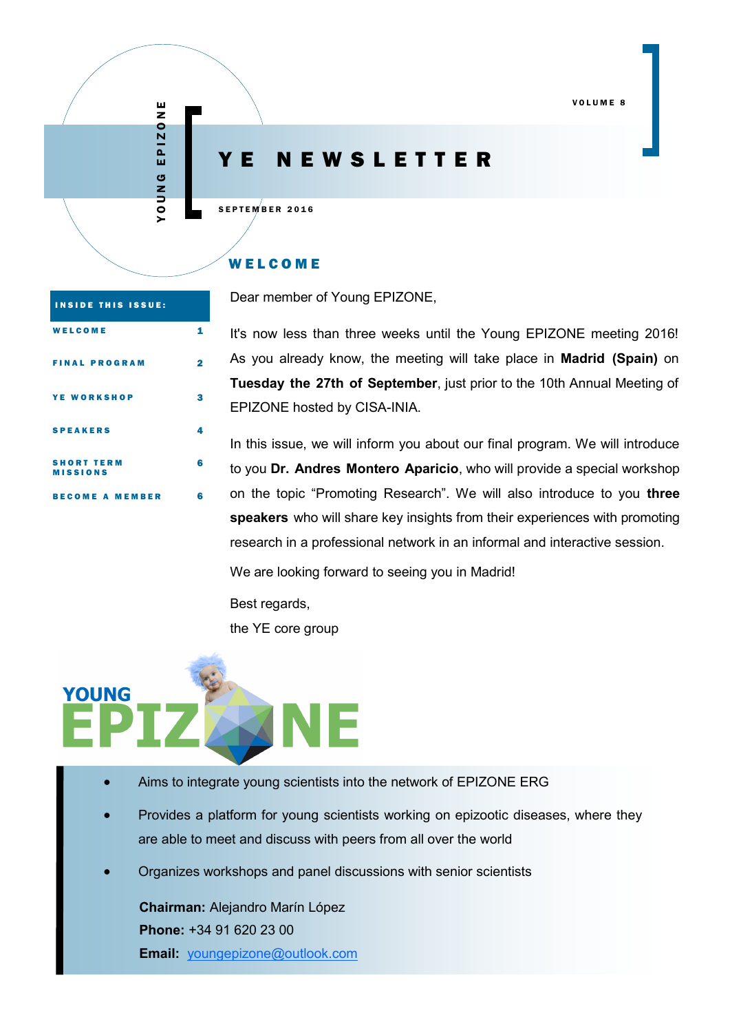YOUNG EPIZONE

# YE NEWSLETTER

VOLUME 8

SEPTEMBER 2016

| INSIDE THIS ISSUE: | |
|---|---|
| WELCOME | 1 |
| FINAL PROGRAM | 2 |
| YE WORKSHOP | 3 |
| SPEAKERS | 4 |
| SHORT TERM MISSIONS | 6 |
| BECOME A MEMBER | 6 |

## WELCOME

Dear member of Young EPIZONE,

It's now less than three weeks until the Young EPIZONE meeting 2016! As you already know, the meeting will take place in **Madrid (Spain)** on **Tuesday the 27th of September**, just prior to the 10th Annual Meeting of EPIZONE hosted by CISA-INIA.

In this issue, we will inform you about our final program. We will introduce to you **Dr. Andres Montero Aparicio**, who will provide a special workshop on the topic "Promoting Research". We will also introduce to you **three speakers** who will share key insights from their experiences with promoting research in a professional network in an informal and interactive session.

We are looking forward to seeing you in Madrid!

Best regards,

the YE core group

YOUNG EPIZONE

- Aims to integrate young scientists into the network of EPIZONE ERG
- Provides a platform for young scientists working on epizootic diseases, where they are able to meet and discuss with peers from all over the world
- Organizes workshops and panel discussions with senior scientists

**Chairman:** Alejandro Marín López
**Phone:** +34 91 620 23 00
**Email:** youngepizone@outlook.com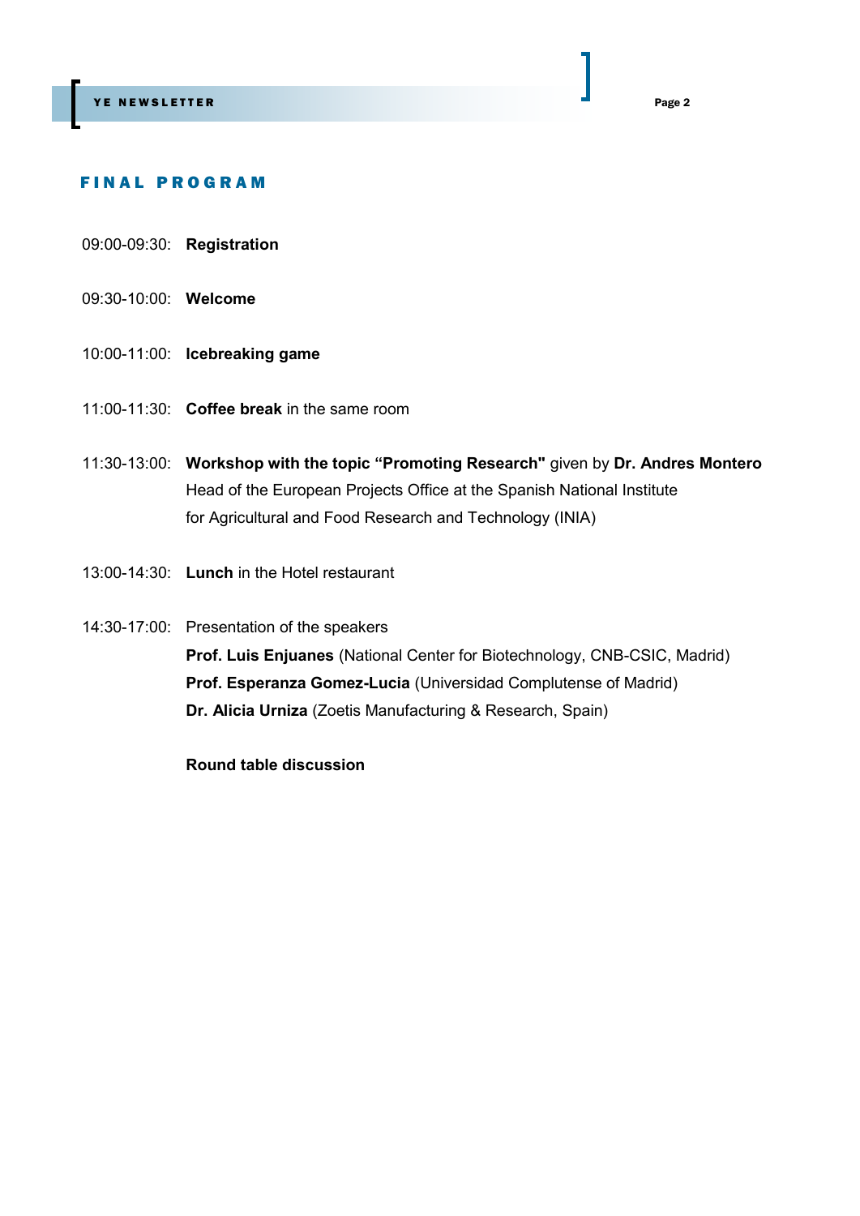## FINAL PROGRAM

09:00-09:30: **Registration**

09:30-10:00: **Welcome**

10:00-11:00: **Icebreaking game**

11:00-11:30: **Coffee break** in the same room

11:30-13:00: **Workshop with the topic "Promoting Research"** given by **Dr. Andres Montero**
Head of the European Projects Office at the Spanish National Institute
for Agricultural and Food Research and Technology (INIA)

13:00-14:30: **Lunch** in the Hotel restaurant

14:30-17:00: Presentation of the speakers
**Prof. Luis Enjuanes** (National Center for Biotechnology, CNB-CSIC, Madrid)
**Prof. Esperanza Gomez-Lucia** (Universidad Complutense of Madrid)
**Dr. Alicia Urniza** (Zoetis Manufacturing & Research, Spain)

**Round table discussion**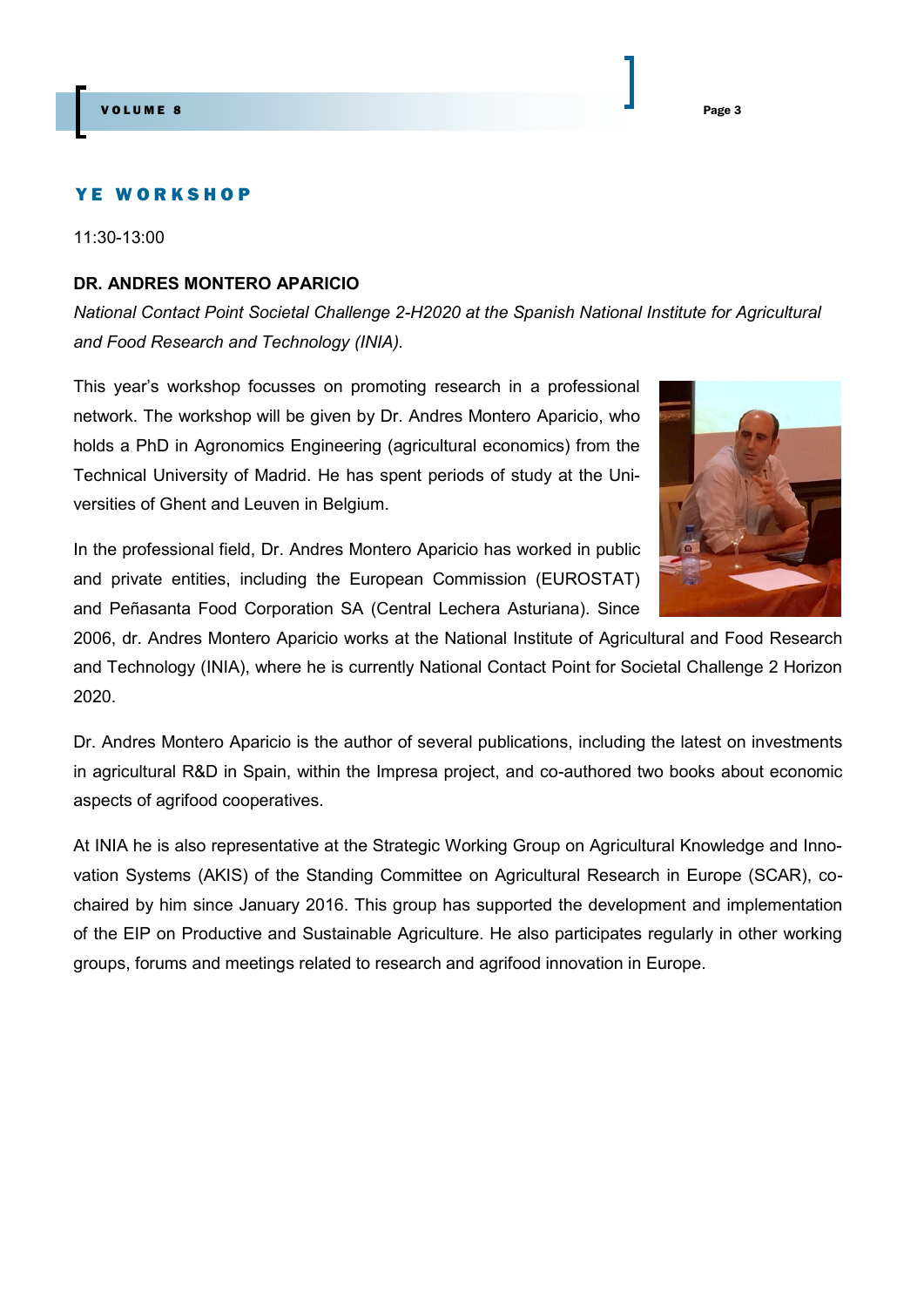## YE WORKSHOP

11:30-13:00

**DR. ANDRES MONTERO APARICIO**

*National Contact Point Societal Challenge 2-H2020 at the Spanish National Institute for Agricultural and Food Research and Technology (INIA).*

This year's workshop focusses on promoting research in a professional network. The workshop will be given by Dr. Andres Montero Aparicio, who holds a PhD in Agronomics Engineering (agricultural economics) from the Technical University of Madrid. He has spent periods of study at the Universities of Ghent and Leuven in Belgium.

In the professional field, Dr. Andres Montero Aparicio has worked in public and private entities, including the European Commission (EUROSTAT) and Peñasanta Food Corporation SA (Central Lechera Asturiana). Since 2006, dr. Andres Montero Aparicio works at the National Institute of Agricultural and Food Research and Technology (INIA), where he is currently National Contact Point for Societal Challenge 2 Horizon 2020.

Dr. Andres Montero Aparicio is the author of several publications, including the latest on investments in agricultural R&D in Spain, within the Impresa project, and co-authored two books about economic aspects of agrifood cooperatives.

At INIA he is also representative at the Strategic Working Group on Agricultural Knowledge and Innovation Systems (AKIS) of the Standing Committee on Agricultural Research in Europe (SCAR), co-chaired by him since January 2016. This group has supported the development and implementation of the EIP on Productive and Sustainable Agriculture. He also participates regularly in other working groups, forums and meetings related to research and agrifood innovation in Europe.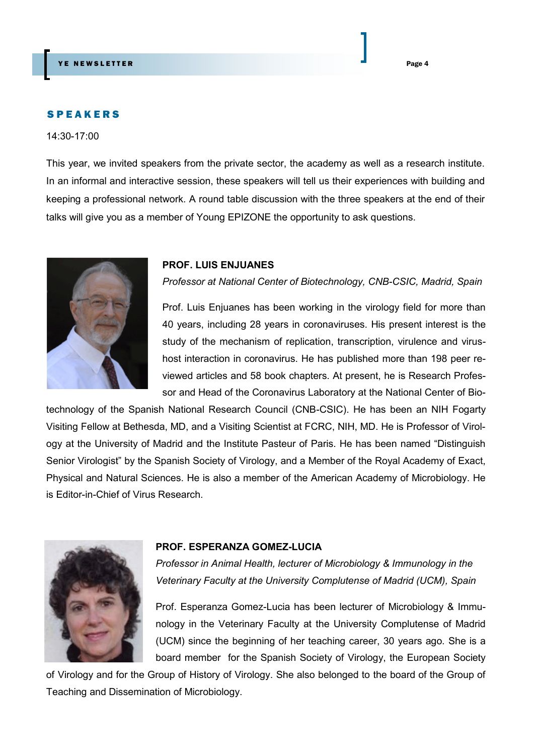## SPEAKERS

14:30-17:00

This year, we invited speakers from the private sector, the academy as well as a research institute. In an informal and interactive session, these speakers will tell us their experiences with building and keeping a professional network. A round table discussion with the three speakers at the end of their talks will give you as a member of Young EPIZONE the opportunity to ask questions.

### PROF. LUIS ENJUANES

*Professor at National Center of Biotechnology, CNB-CSIC, Madrid, Spain*

Prof. Luis Enjuanes has been working in the virology field for more than 40 years, including 28 years in coronaviruses. His present interest is the study of the mechanism of replication, transcription, virulence and virus-host interaction in coronavirus. He has published more than 198 peer reviewed articles and 58 book chapters. At present, he is Research Professor and Head of the Coronavirus Laboratory at the National Center of Biotechnology of the Spanish National Research Council (CNB-CSIC). He has been an NIH Fogarty Visiting Fellow at Bethesda, MD, and a Visiting Scientist at FCRC, NIH, MD. He is Professor of Virology at the University of Madrid and the Institute Pasteur of Paris. He has been named "Distinguish Senior Virologist" by the Spanish Society of Virology, and a Member of the Royal Academy of Exact, Physical and Natural Sciences. He is also a member of the American Academy of Microbiology. He is Editor-in-Chief of Virus Research.

### PROF. ESPERANZA GOMEZ-LUCIA

*Professor in Animal Health, lecturer of Microbiology & Immunology in the Veterinary Faculty at the University Complutense of Madrid (UCM), Spain*

Prof. Esperanza Gomez-Lucia has been lecturer of Microbiology & Immunology in the Veterinary Faculty at the University Complutense of Madrid (UCM) since the beginning of her teaching career, 30 years ago. She is a board member for the Spanish Society of Virology, the European Society of Virology and for the Group of History of Virology. She also belonged to the board of the Group of Teaching and Dissemination of Microbiology.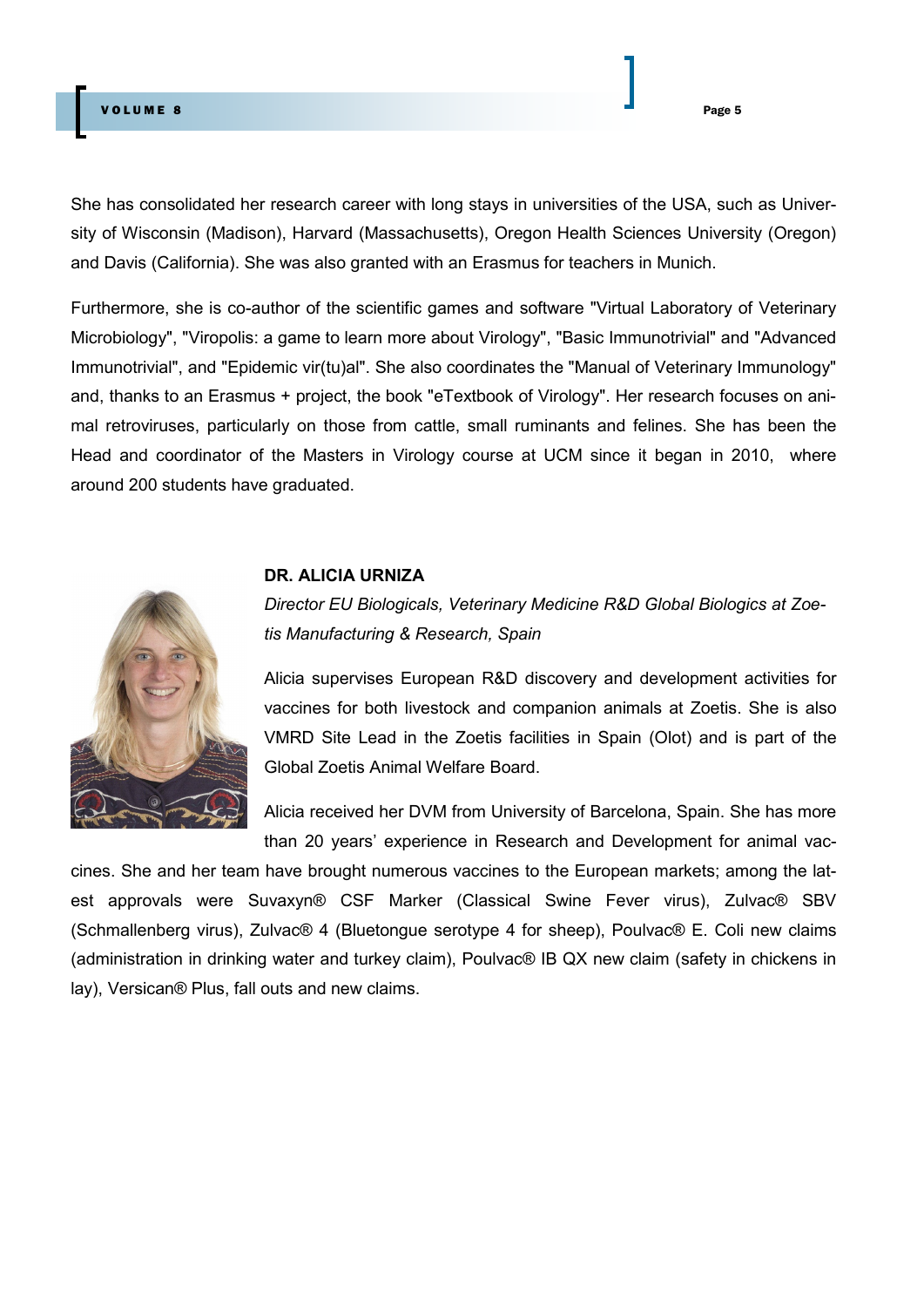She has consolidated her research career with long stays in universities of the USA, such as University of Wisconsin (Madison), Harvard (Massachusetts), Oregon Health Sciences University (Oregon) and Davis (California). She was also granted with an Erasmus for teachers in Munich.

Furthermore, she is co-author of the scientific games and software "Virtual Laboratory of Veterinary Microbiology", "Viropolis: a game to learn more about Virology", "Basic Immunotrivial" and "Advanced Immunotrivial", and "Epidemic vir(tu)al". She also coordinates the "Manual of Veterinary Immunology" and, thanks to an Erasmus + project, the book "eTextbook of Virology". Her research focuses on animal retroviruses, particularly on those from cattle, small ruminants and felines. She has been the Head and coordinator of the Masters in Virology course at UCM since it began in 2010, where around 200 students have graduated.

**DR. ALICIA URNIZA**

*Director EU Biologicals, Veterinary Medicine R&D Global Biologics at Zoetis Manufacturing & Research, Spain*

Alicia supervises European R&D discovery and development activities for vaccines for both livestock and companion animals at Zoetis. She is also VMRD Site Lead in the Zoetis facilities in Spain (Olot) and is part of the Global Zoetis Animal Welfare Board.

Alicia received her DVM from University of Barcelona, Spain. She has more than 20 years' experience in Research and Development for animal vaccines. She and her team have brought numerous vaccines to the European markets; among the latest approvals were Suvaxyn® CSF Marker (Classical Swine Fever virus), Zulvac® SBV (Schmallenberg virus), Zulvac® 4 (Bluetongue serotype 4 for sheep), Poulvac® E. Coli new claims (administration in drinking water and turkey claim), Poulvac® IB QX new claim (safety in chickens in lay), Versican® Plus, fall outs and new claims.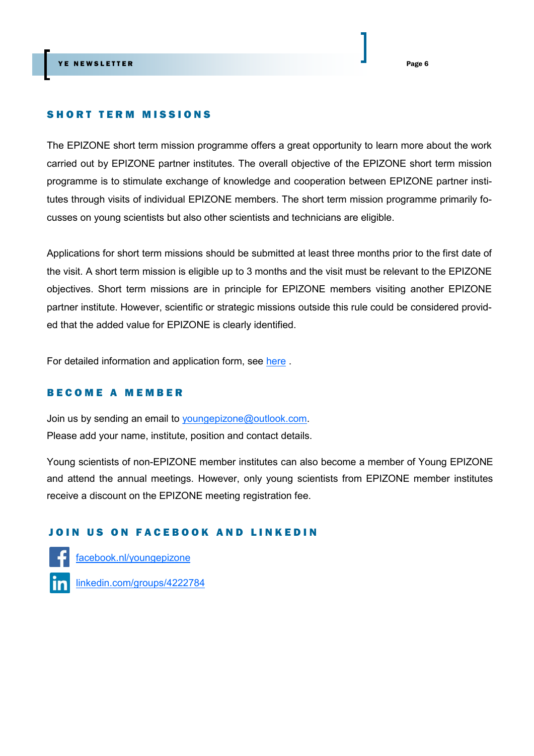## SHORT TERM MISSIONS

The EPIZONE short term mission programme offers a great opportunity to learn more about the work carried out by EPIZONE partner institutes. The overall objective of the EPIZONE short term mission programme is to stimulate exchange of knowledge and cooperation between EPIZONE partner institutes through visits of individual EPIZONE members. The short term mission programme primarily focusses on young scientists but also other scientists and technicians are eligible.

Applications for short term missions should be submitted at least three months prior to the first date of the visit. A short term mission is eligible up to 3 months and the visit must be relevant to the EPIZONE objectives. Short term missions are in principle for EPIZONE members visiting another EPIZONE partner institute. However, scientific or strategic missions outside this rule could be considered provided that the added value for EPIZONE is clearly identified.

For detailed information and application form, see here .

## BECOME A MEMBER

Join us by sending an email to youngepizone@outlook.com.
Please add your name, institute, position and contact details.

Young scientists of non-EPIZONE member institutes can also become a member of Young EPIZONE and attend the annual meetings. However, only young scientists from EPIZONE member institutes receive a discount on the EPIZONE meeting registration fee.

## JOIN US ON FACEBOOK AND LINKEDIN

facebook.nl/youngepizone

linkedin.com/groups/4222784